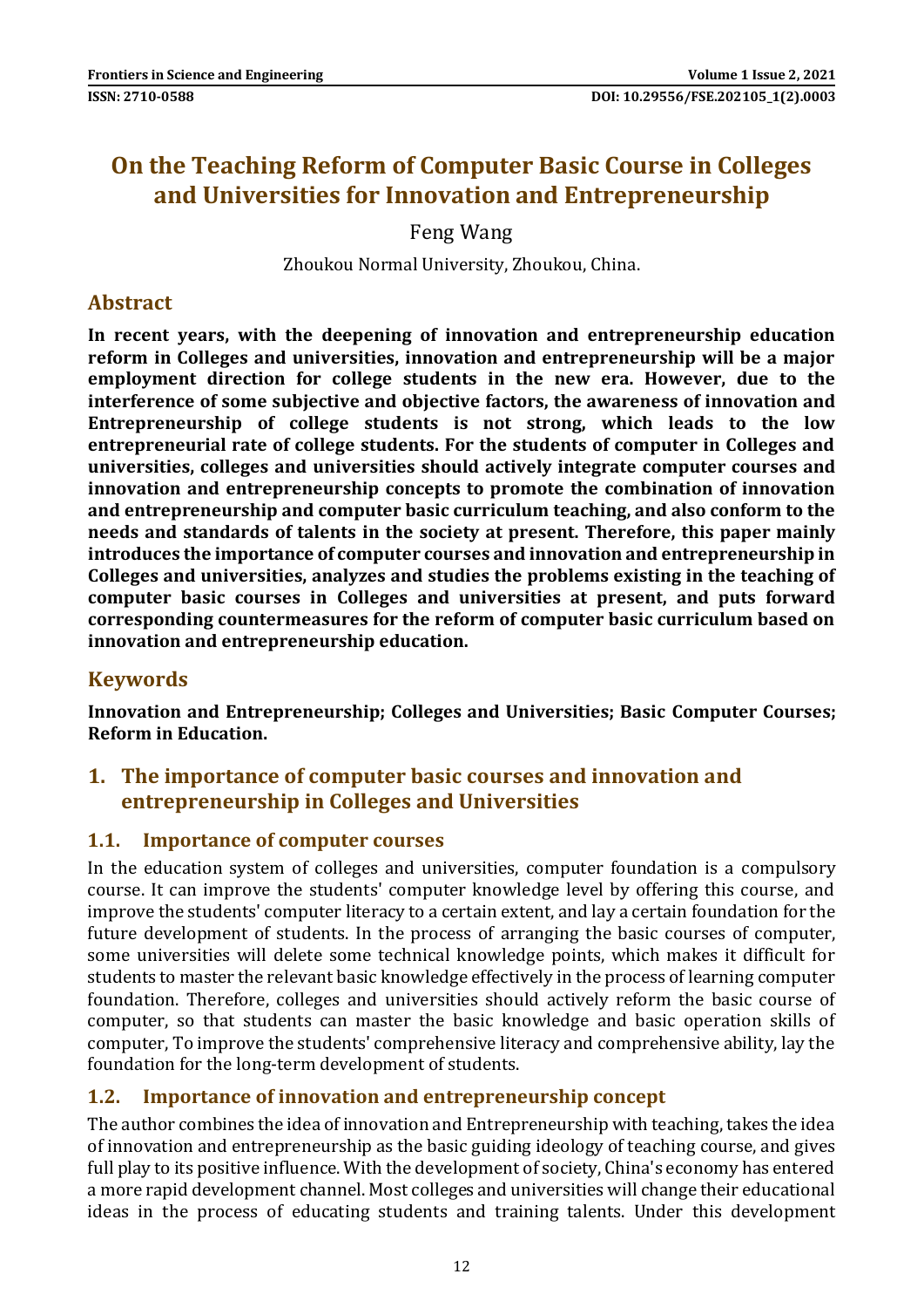# On the Teaching Reform of Computer Basic Course in Colleges and Universities for Innovation and Entrepreneurship

Feng Wang

Zhoukou Normal University, Zhoukou, China.

## Abstract

**In recent years, with the deepening of innovation and entrepreneurship education reform in Colleges and universities, innovation and entrepreneurship will be a major employment direction for college students in the new era. However, due to the interference of some subjective and objective factors, the awareness of innovation and Entrepreneurship of college students is not strong, which leads to the low entrepreneurial rate of college students. For the students of computer in Colleges and universities, colleges and universities should actively integrate computer courses and innovation and entrepreneurship concepts to promote the combination of innovation and entrepreneurship and computer basic curriculum teaching, and also conform to the needs and standards of talents in the society at present. Therefore, this paper mainly introduces the importance of computer courses and innovation and entrepreneurship in Colleges and universities, analyzes and studies the problems existing in the teaching of computer basic courses in Colleges and universities at present, and puts forward corresponding countermeasures for the reform of computer basic curriculum based on innovation and entrepreneurship education.**

## Keywords

**Innovation and Entrepreneurship; Colleges and Universities; Basic Computer Courses; Reform in Education.**

## 1. The importance of computer basic courses and innovation and entrepreneurship in Colleges and Universities

### 1.1. Importance of computer courses

In the education system of colleges and universities, computer foundation is a compulsory course. It can improve the students' computer knowledge level by offering this course, and improve the students' computer literacy to a certain extent, and lay a certain foundation for the future development of students. In the process of arranging the basic courses of computer, some universities will delete some technical knowledge points, which makes it difficult for students to master the relevant basic knowledge effectively in the process of learning computer foundation. Therefore, colleges and universities should actively reform the basic course of computer, so that students can master the basic knowledge and basic operation skills of computer, To improve the students' comprehensive literacy and comprehensive ability, lay the foundation for the long-term development of students.

### 1.2. Importance of innovation and entrepreneurship concept

The author combines the idea of innovation and Entrepreneurship with teaching, takes the idea of innovation and entrepreneurship as the basic guiding ideology of teaching course, and gives full play to its positive influence. With the development of society, China's economy has entered a more rapid development channel. Most colleges and universities will change their educational ideas in the process of educating students and training talents. Under this development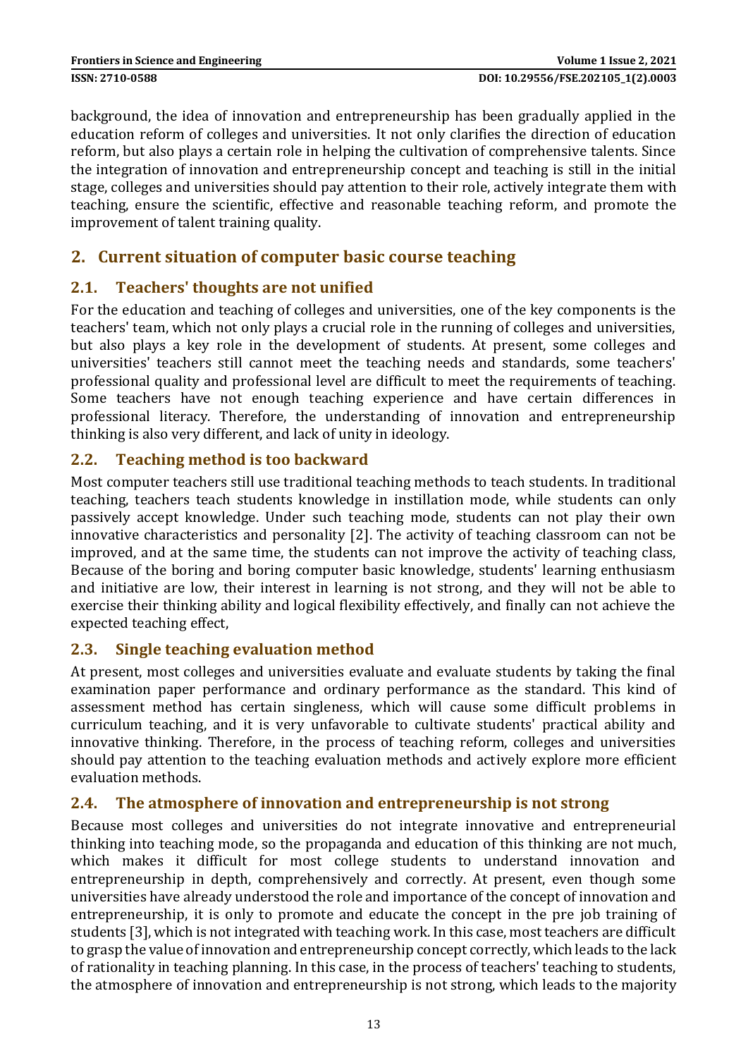background, the idea of innovation and entrepreneurship has been gradually applied in the education reform of colleges and universities. It not only clarifies the direction of education reform, but also plays a certain role in helping the cultivation of comprehensive talents. Since the integration of innovation and entrepreneurship concept and teaching is still in the initial stage, colleges and universities should pay attention to their role, actively integrate them with teaching, ensure the scientific, effective and reasonable teaching reform, and promote the improvement of talent training quality.

## 2. Current situation of computer basic course teaching

### 2.1. Teachers' thoughts are not unified

For the education and teaching of colleges and universities, one of the key components is the teachers' team, which not only plays a crucial role in the running of colleges and universities, but also plays a key role in the development of students. At present, some colleges and universities' teachers still cannot meet the teaching needs and standards, some teachers' professional quality and professional level are difficult to meet the requirements of teaching. Some teachers have not enough teaching experience and have certain differences in professional literacy. Therefore, the understanding of innovation and entrepreneurship thinking is also very different, and lack of unity in ideology.

### 2.2. Teaching method is too backward

Most computer teachers still use traditional teaching methods to teach students. In traditional teaching, teachers teach students knowledge in instillation mode, while students can only passively accept knowledge. Under such teaching mode, students can not play their own innovative characteristics and personality [2]. The activity of teaching classroom can not be improved, and at the same time, the students can not improve the activity of teaching class, Because of the boring and boring computer basic knowledge, students' learning enthusiasm and initiative are low, their interest in learning is not strong, and they will not be able to exercise their thinking ability and logical flexibility effectively, and finally can not achieve the expected teaching effect,

### 2.3. Single teaching evaluation method

At present, most colleges and universities evaluate and evaluate students by taking the final examination paper performance and ordinary performance as the standard. This kind of assessment method has certain singleness, which will cause some difficult problems in curriculum teaching, and it is very unfavorable to cultivate students' practical ability and innovative thinking. Therefore, in the process of teaching reform, colleges and universities should pay attention to the teaching evaluation methods and actively explore more efficient evaluation methods.

### 2.4. The atmosphere of innovation and entrepreneurship is not strong

Because most colleges and universities do not integrate innovative and entrepreneurial thinking into teaching mode, so the propaganda and education of this thinking are not much, which makes it difficult for most college students to understand innovation and entrepreneurship in depth, comprehensively and correctly. At present, even though some universities have already understood the role and importance of the concept of innovation and entrepreneurship, it is only to promote and educate the concept in the pre job training of students [3], which is not integrated with teaching work. In this case, most teachers are difficult to grasp the value of innovation and entrepreneurship concept correctly, which leads to the lack of rationality in teaching planning. In this case, in the process of teachers' teaching to students, the atmosphere of innovation and entrepreneurship is not strong, which leads to the majority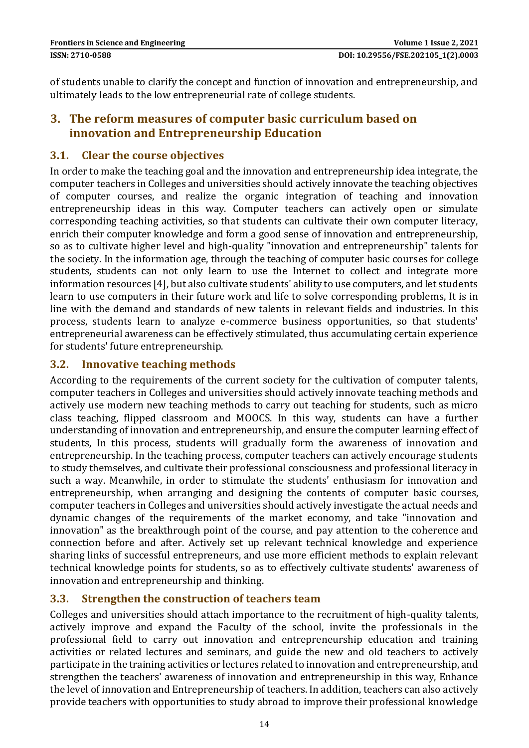of students unable to clarify the concept and function of innovation and entrepreneurship, and ultimately leads to the low entrepreneurial rate of college students.

## 3. The reform measures of computer basic curriculum based on innovation and Entrepreneurship Education

### 3.1. Clear the course objectives

In order to make the teaching goal and the innovation and entrepreneurship idea integrate, the computer teachers in Colleges and universities should actively innovate the teaching objectives of computer courses, and realize the organic integration of teaching and innovation entrepreneurship ideas in this way. Computer teachers can actively open or simulate corresponding teaching activities, so that students can cultivate their own computer literacy, enrich their computer knowledge and form a good sense of innovation and entrepreneurship, so as to cultivate higher level and high-quality "innovation and entrepreneurship" talents for the society. In the information age, through the teaching of computer basic courses for college students, students can not only learn to use the Internet to collect and integrate more information resources [4], but also cultivate students' ability to use computers, and let students learn to use computers in their future work and life to solve corresponding problems, It is in line with the demand and standards of new talents in relevant fields and industries. In this process, students learn to analyze e-commerce business opportunities, so that students' entrepreneurial awareness can be effectively stimulated, thus accumulating certain experience for students' future entrepreneurship.

### 3.2. Innovative teaching methods

According to the requirements of the current society for the cultivation of computer talents, computer teachers in Colleges and universities should actively innovate teaching methods and actively use modern new teaching methods to carry out teaching for students, such as micro class teaching, flipped classroom and MOOCS. In this way, students can have a further understanding of innovation and entrepreneurship, and ensure the computer learning effect of students, In this process, students will gradually form the awareness of innovation and entrepreneurship. In the teaching process, computer teachers can actively encourage students to study themselves, and cultivate their professional consciousness and professional literacy in such a way. Meanwhile, in order to stimulate the students' enthusiasm for innovation and entrepreneurship, when arranging and designing the contents of computer basic courses, computer teachers in Colleges and universities should actively investigate the actual needs and dynamic changes of the requirements of the market economy, and take "innovation and innovation" as the breakthrough point of the course, and pay attention to the coherence and connection before and after. Actively set up relevant technical knowledge and experience sharing links of successful entrepreneurs, and use more efficient methods to explain relevant technical knowledge points for students, so as to effectively cultivate students' awareness of innovation and entrepreneurship and thinking.

### 3.3. Strengthen the construction of teachers team

Colleges and universities should attach importance to the recruitment of high-quality talents, actively improve and expand the Faculty of the school, invite the professionals in the professional field to carry out innovation and entrepreneurship education and training activities or related lectures and seminars, and guide the new and old teachers to actively participate in the training activities or lectures related to innovation and entrepreneurship, and strengthen the teachers' awareness of innovation and entrepreneurship in this way, Enhance the level of innovation and Entrepreneurship of teachers. In addition, teachers can also actively provide teachers with opportunities to study abroad to improve their professional knowledge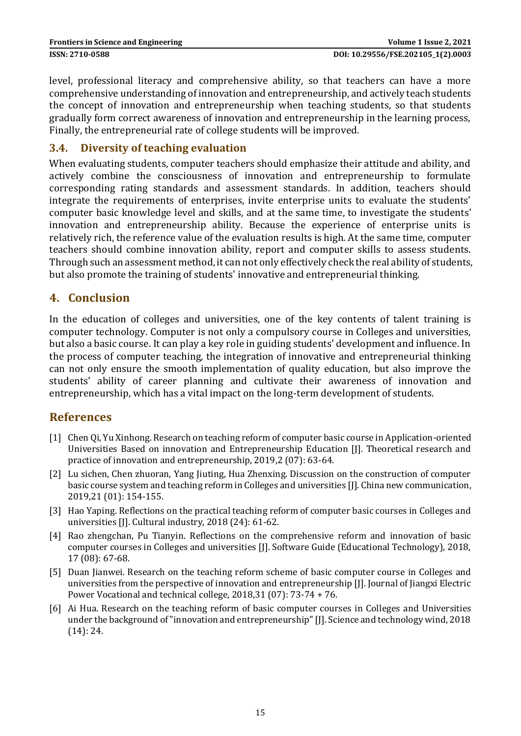level, professional literacy and comprehensive ability, so that teachers can have a more comprehensive understanding of innovation and entrepreneurship, and actively teach students the concept of innovation and entrepreneurship when teaching students, so that students gradually form correct awareness of innovation and entrepreneurship in the learning process, Finally, the entrepreneurial rate of college students will be improved.

### 3.4. Diversity of teaching evaluation

When evaluating students, computer teachers should emphasize their attitude and ability, and actively combine the consciousness of innovation and entrepreneurship to formulate corresponding rating standards and assessment standards. In addition, teachers should integrate the requirements of enterprises, invite enterprise units to evaluate the students' computer basic knowledge level and skills, and at the same time, to investigate the students' innovation and entrepreneurship ability. Because the experience of enterprise units is relatively rich, the reference value of the evaluation results is high. At the same time, computer teachers should combine innovation ability, report and computer skills to assess students. Through such an assessment method, it can not only effectively check the real ability of students, but also promote the training of students' innovative and entrepreneurial thinking.

## 4. Conclusion

In the education of colleges and universities, one of the key contents of talent training is computer technology. Computer is not only a compulsory course in Colleges and universities, but also a basic course. It can play a key role in guiding students' development and influence. In the process of computer teaching, the integration of innovative and entrepreneurial thinking can not only ensure the smooth implementation of quality education, but also improve the students' ability of career planning and cultivate their awareness of innovation and entrepreneurship, which has a vital impact on the long-term development of students.

## References

[1] Chen Qi, Yu Xinhong. Research on teaching reform of computer basic course in Application-oriented Universities Based on innovation and Entrepreneurship Education [J]. Theoretical research and practice of innovation and entrepreneurship, 2019,2 (07): 63-64.

[2] Lu sichen, Chen zhuoran, Yang Jiuting, Hua Zhenxing. Discussion on the construction of computer basic course system and teaching reform in Colleges and universities [J]. China new communication, 2019,21 (01): 154-155.

[3] Hao Yaping. Reflections on the practical teaching reform of computer basic courses in Colleges and universities [J]. Cultural industry, 2018 (24): 61-62.

[4] Rao zhengchan, Pu Tianyin. Reflections on the comprehensive reform and innovation of basic computer courses in Colleges and universities [J]. Software Guide (Educational Technology), 2018, 17 (08): 67-68.

[5] Duan Jianwei. Research on the teaching reform scheme of basic computer course in Colleges and universities from the perspective of innovation and entrepreneurship [J]. Journal of Jiangxi Electric Power Vocational and technical college, 2018,31 (07): 73-74 + 76.

[6] Ai Hua. Research on the teaching reform of basic computer courses in Colleges and Universities under the background of "innovation and entrepreneurship" [J]. Science and technology wind, 2018 (14): 24.